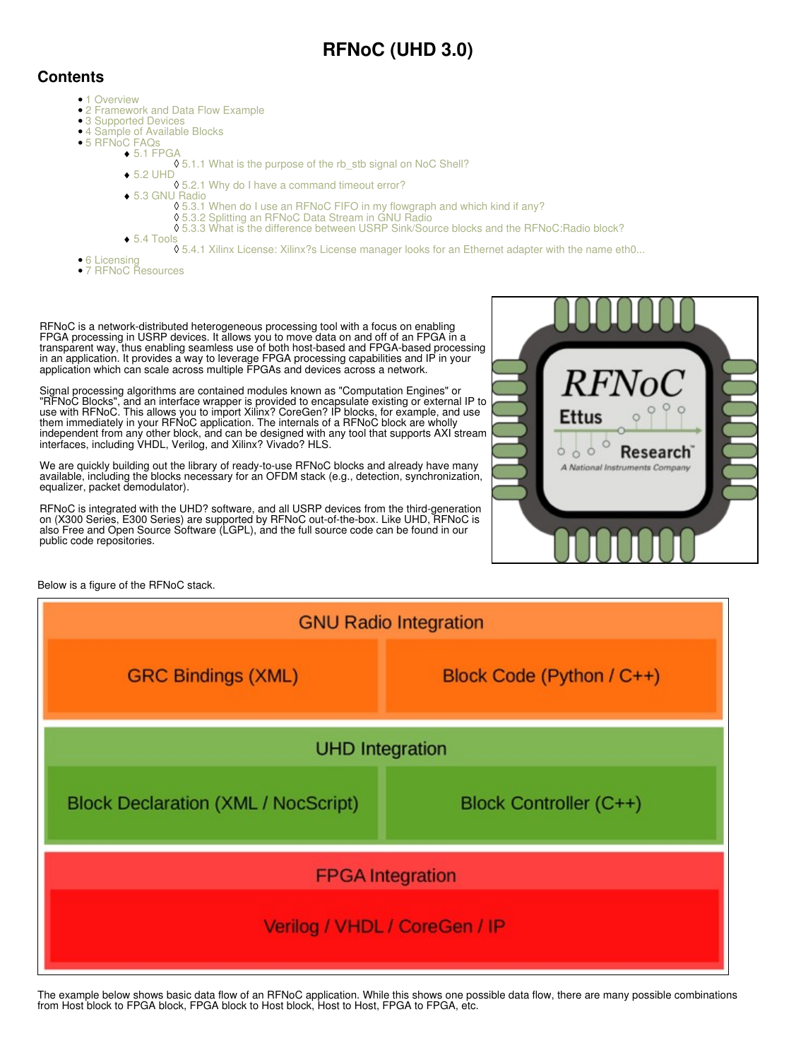# RFNoC (UHD 3.0)

## Contents

- 1 Overview
- 2 Framework and Data Flow Example
- 3 Supported Devices
- 4 Sample of Available Blocks
- 5 RFNoC FAQs
  - 5.1 FPGA
    - 5.1.1 What is the purpose of the rb_stb signal on NoC Shell?
  - 5.2 UHD
    - 5.2.1 Why do I have a command timeout error?
  - 5.3 GNU Radio
    - 5.3.1 When do I use an RFNoC FIFO in my flowgraph and which kind if any?
    - 5.3.2 Splitting an RFNoC Data Stream in GNU Radio
    - 5.3.3 What is the difference between USRP Sink/Source blocks and the RFNoC:Radio block?
  - 5.4 Tools
    - 5.4.1 Xilinx License: Xilinx?s License manager looks for an Ethernet adapter with the name eth0...
- 6 Licensing
- 7 RFNoC Resources

RFNoC is a network-distributed heterogeneous processing tool with a focus on enabling FPGA processing in USRP devices. It allows you to move data on and off of an FPGA in a transparent way, thus enabling seamless use of both host-based and FPGA-based processing in an application. It provides a way to leverage FPGA processing capabilities and IP in your application which can scale across multiple FPGAs and devices across a network.

Signal processing algorithms are contained modules known as "Computation Engines" or "RFNoC Blocks", and an interface wrapper is provided to encapsulate existing or external IP to use with RFNoC. This allows you to import Xilinx? CoreGen? IP blocks, for example, and use them immediately in your RFNoC application. The internals of a RFNoC block are wholly independent from any other block, and can be designed with any tool that supports AXI stream interfaces, including VHDL, Verilog, and Xilinx? Vivado? HLS.

We are quickly building out the library of ready-to-use RFNoC blocks and already have many available, including the blocks necessary for an OFDM stack (e.g., detection, synchronization, equalizer, packet demodulator).

RFNoC is integrated with the UHD? software, and all USRP devices from the third-generation on (X300 Series, E300 Series) are supported by RFNoC out-of-the-box. Like UHD, RFNoC is also Free and Open Source Software (LGPL), and the full source code can be found in our public code repositories.

Below is a figure of the RFNoC stack.

| GNU Radio Integration | |
|---|---|
| GRC Bindings (XML) | Block Code (Python / C++) |
| **UHD Integration** | |
| Block Declaration (XML / NocScript) | Block Controller (C++) |
| **FPGA Integration** | |
| Verilog / VHDL / CoreGen / IP | |

The example below shows basic data flow of an RFNoC application. While this shows one possible data flow, there are many possible combinations from Host block to FPGA block, FPGA block to Host block, Host to Host, FPGA to FPGA, etc.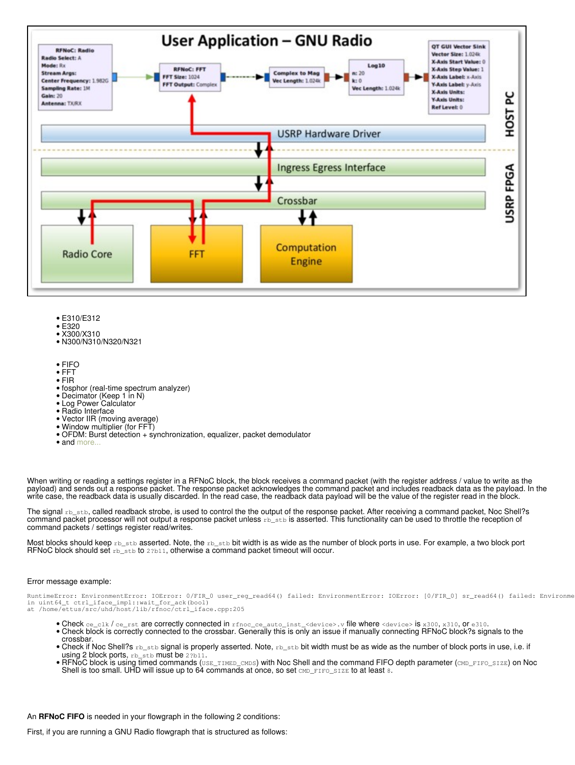- E310/E312
- E320
- X300/X310
- N300/N310/N320/N321

- FIFO
- FFT
- FIR
- fosphor (real-time spectrum analyzer)
- Decimator (Keep 1 in N)
- Log Power Calculator
- Radio Interface
- Vector IIR (moving average)
- Window multiplier (for FFT)
- OFDM: Burst detection + synchronization, equalizer, packet demodulator
- and more...

When writing or reading a settings register in a RFNoC block, the block receives a command packet (with the register address / value to write as the payload) and sends out a response packet. The response packet acknowledges the command packet and includes readback data as the payload. In the write case, the readback data is usually discarded. In the read case, the readback data payload will be the value of the register read in the block.

The signal `rb_stb`, called readback strobe, is used to control the the output of the response packet. After receiving a command packet, Noc Shell?s command packet processor will not output a response packet unless `rb_stb` is asserted. This functionality can be used to throttle the reception of command packets / settings register read/writes.

Most blocks should keep `rb_stb` asserted. Note, the `rb_stb` bit width is as wide as the number of block ports in use. For example, a two block port RFNoC block should set `rb_stb` to `2?b11`, otherwise a command packet timeout will occur.

Error message example:

```
RuntimeError: EnvironmentError: IOError: 0/FIR_0 user_reg_read64() failed: EnvironmentError: IOError: [0/FIR_0] sr_read64() failed: Environme
in uint64_t ctrl_iface_impl::wait_for_ack(bool)
at /home/ettus/src/uhd/host/lib/rfnoc/ctrl_iface.cpp:205
```

- Check `ce_clk` / `ce_rst` are correctly connected in `rfnoc_ce_auto_inst_<device>.v` file where `<device>` is `x300`, `x310`, or `e310`.
- Check block is correctly connected to the crossbar. Generally this is only an issue if manually connecting RFNoC block?s signals to the crossbar.
- Check if Noc Shell?s `rb_stb` signal is properly asserted. Note, `rb_stb` bit width must be as wide as the number of block ports in use, i.e. if using 2 block ports, `rb_stb` must be `2?b11`.
- RFNoC block is using timed commands (`USE_TIMED_CMDS`) with Noc Shell and the command FIFO depth parameter (`CMD_FIFO_SIZE`) on Noc Shell is too small. UHD will issue up to 64 commands at once, so set `CMD_FIFO_SIZE` to at least `8`.

An **RFNoC FIFO** is needed in your flowgraph in the following 2 conditions:

First, if you are running a GNU Radio flowgraph that is structured as follows: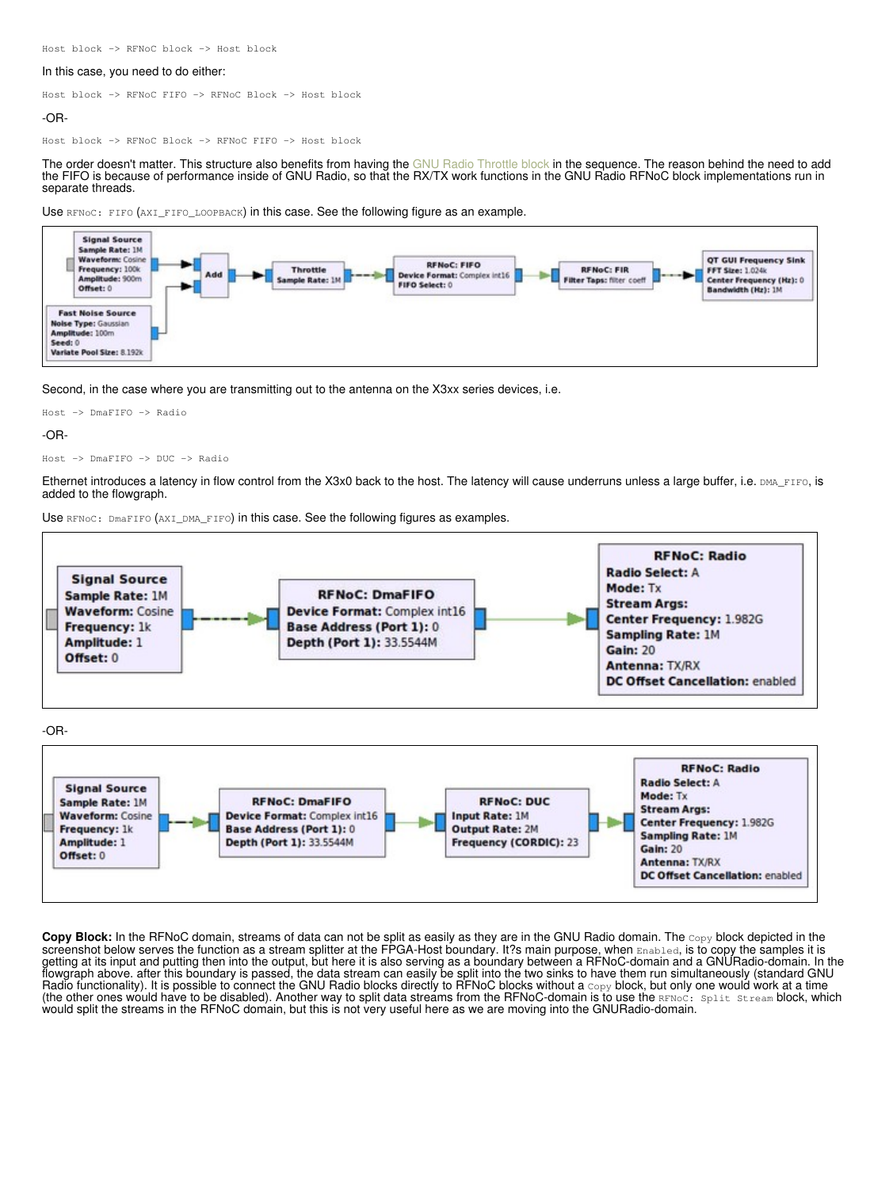```
Host block -> RFNoC block -> Host block
```

In this case, you need to do either:

```
Host block -> RFNoC FIFO -> RFNoC Block -> Host block
```

-OR-

```
Host block -> RFNoC Block -> RFNoC FIFO -> Host block
```

The order doesn't matter. This structure also benefits from having the GNU Radio Throttle block in the sequence. The reason behind the need to add the FIFO is because of performance inside of GNU Radio, so that the RX/TX work functions in the GNU Radio RFNoC block implementations run in separate threads.

Use `RFNoC: FIFO` (`AXI_FIFO_LOOPBACK`) in this case. See the following figure as an example.

Second, in the case where you are transmitting out to the antenna on the X3xx series devices, i.e.

```
Host -> DmaFIFO -> Radio
```

-OR-

```
Host -> DmaFIFO -> DUC -> Radio
```

Ethernet introduces a latency in flow control from the X3x0 back to the host. The latency will cause underruns unless a large buffer, i.e. `DMA_FIFO`, is added to the flowgraph.

Use `RFNoC: DmaFIFO` (`AXI_DMA_FIFO`) in this case. See the following figures as examples.

-OR-

**Copy Block:** In the RFNoC domain, streams of data can not be split as easily as they are in the GNU Radio domain. The `Copy` block depicted in the screenshot below serves the function as a stream splitter at the FPGA-Host boundary. It?s main purpose, when `Enabled`, is to copy the samples it is getting at its input and putting then into the output, but here it is also serving as a boundary between a RFNoC-domain and a GNURadio-domain. In the flowgraph above. after this boundary is passed, the data stream can easily be split into the two sinks to have them run simultaneously (standard GNU Radio functionality). It is possible to connect the GNU Radio blocks directly to RFNoC blocks without a `Copy` block, but only one would work at a time (the other ones would have to be disabled). Another way to split data streams from the RFNoC-domain is to use the `RFNoC: Split Stream` block, which would split the streams in the RFNoC domain, but this is not very useful here as we are moving into the GNURadio-domain.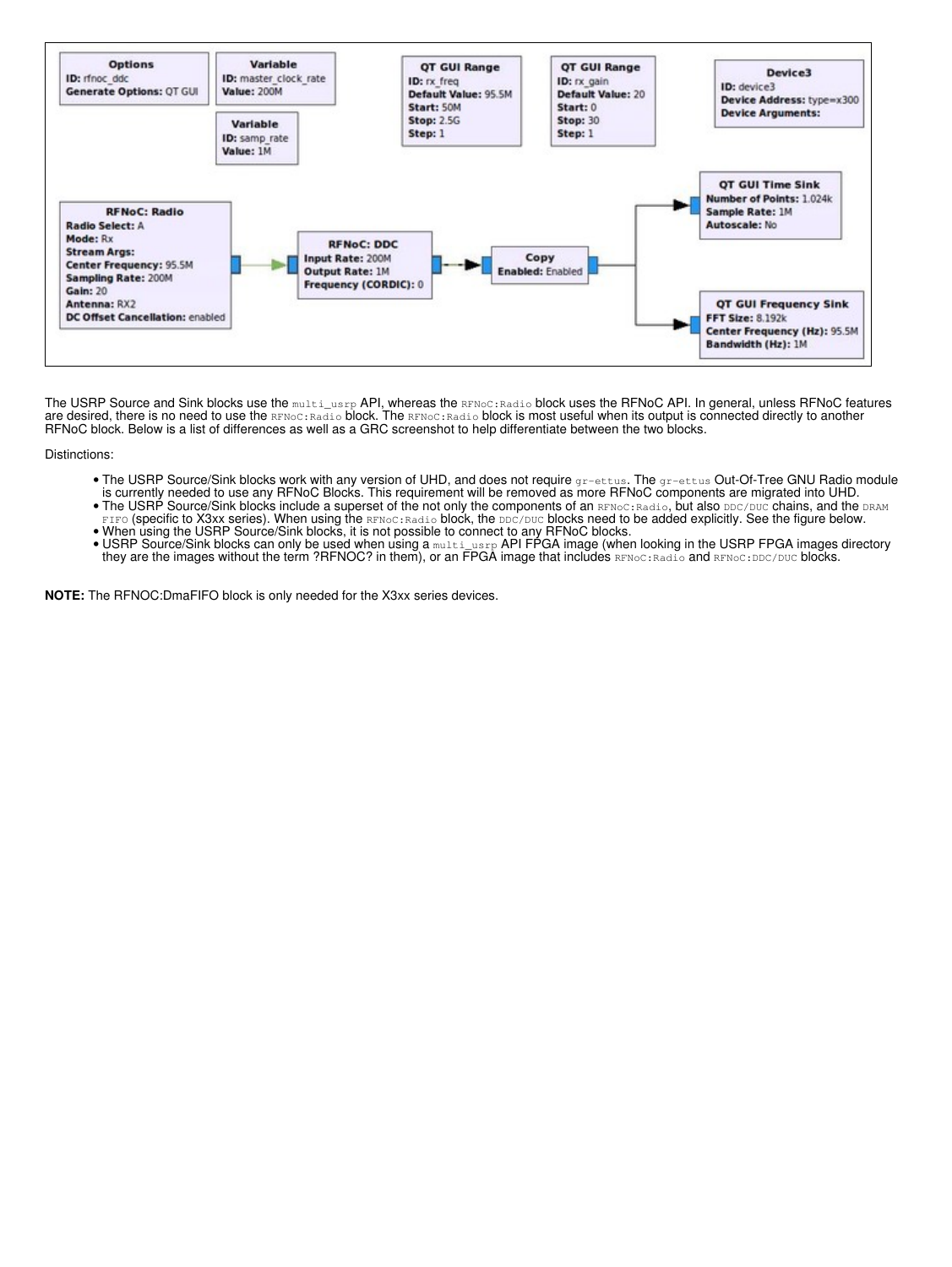The USRP Source and Sink blocks use the `multi_usrp` API, whereas the `RFNoC:Radio` block uses the RFNoC API. In general, unless RFNoC features are desired, there is no need to use the `RFNoC:Radio` block. The `RFNoC:Radio` block is most useful when its output is connected directly to another RFNoC block. Below is a list of differences as well as a GRC screenshot to help differentiate between the two blocks.

Distinctions:

- The USRP Source/Sink blocks work with any version of UHD, and does not require `gr-ettus`. The `gr-ettus` Out-Of-Tree GNU Radio module is currently needed to use any RFNoC Blocks. This requirement will be removed as more RFNoC components are migrated into UHD.
- The USRP Source/Sink blocks include a superset of the not only the components of an `RFNoC:Radio`, but also `DDC/DUC` chains, and the `DRAM FIFO` (specific to X3xx series). When using the `RFNoC:Radio` block, the `DDC/DUC` blocks need to be added explicitly. See the figure below.
- When using the USRP Source/Sink blocks, it is not possible to connect to any RFNoC blocks.
- USRP Source/Sink blocks can only be used when using a `multi_usrp` API FPGA image (when looking in the USRP FPGA images directory they are the images without the term ?RFNOC? in them), or an FPGA image that includes `RFNoC:Radio` and `RFNoC:DDC/DUC` blocks.

**NOTE:** The RFNOC:DmaFIFO block is only needed for the X3xx series devices.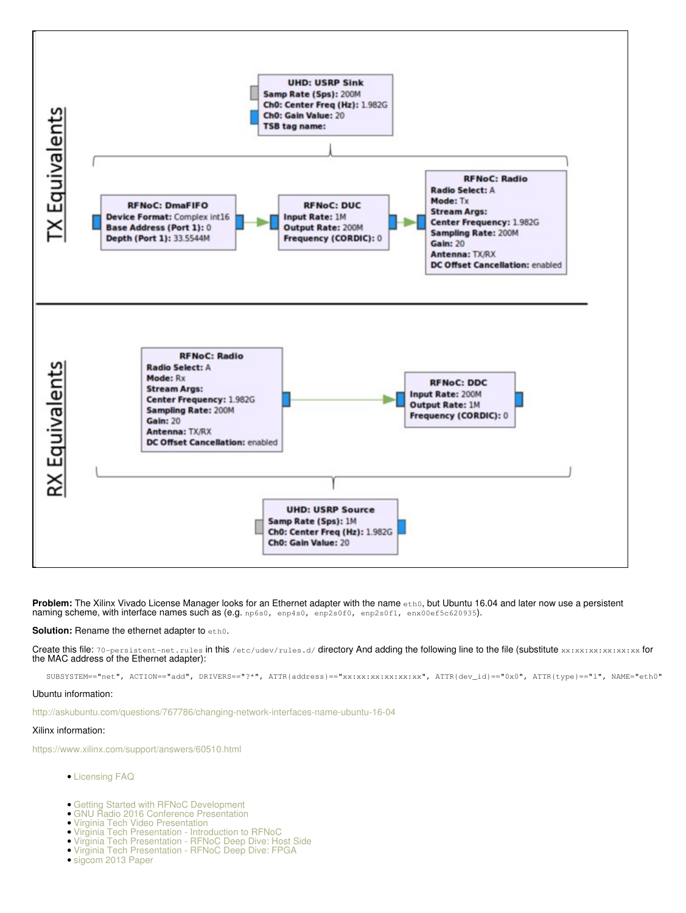TX Equivalents

UHD: USRP Sink
Samp Rate (Sps): 200M
Ch0: Center Freq (Hz): 1.982G
Ch0: Gain Value: 20
TSB tag name:

RFNoC: DmaFIFO
Device Format: Complex int16
Base Address (Port 1): 0
Depth (Port 1): 33.5544M

RFNoC: DUC
Input Rate: 1M
Output Rate: 200M
Frequency (CORDIC): 0

RFNoC: Radio
Radio Select: A
Mode: Tx
Stream Args:
Center Frequency: 1.982G
Sampling Rate: 200M
Gain: 20
Antenna: TX/RX
DC Offset Cancellation: enabled

RX Equivalents

RFNoC: Radio
Radio Select: A
Mode: Rx
Stream Args:
Center Frequency: 1.982G
Sampling Rate: 200M
Gain: 20
Antenna: TX/RX
DC Offset Cancellation: enabled

RFNoC: DDC
Input Rate: 200M
Output Rate: 1M
Frequency (CORDIC): 0

UHD: USRP Source
Samp Rate (Sps): 1M
Ch0: Center Freq (Hz): 1.982G
Ch0: Gain Value: 20

**Problem:** The Xilinx Vivado License Manager looks for an Ethernet adapter with the name `eth0`, but Ubuntu 16.04 and later now use a persistent naming scheme, with interface names such as (e.g. `np6s0, enp4s0, enp2s0f0, enp2s0f1, enx00ef5c620935`).

**Solution:** Rename the ethernet adapter to `eth0`.

Create this file: `70-persistent-net.rules` in this `/etc/udev/rules.d/` directory And adding the following line to the file (substitute `xx:xx:xx:xx:xx:xx` for the MAC address of the Ethernet adapter):

```
SUBSYSTEM=="net", ACTION=="add", DRIVERS=="?*", ATTR{address}=="xx:xx:xx:xx:xx:xx", ATTR{dev_id}=="0x0", ATTR{type}=="1", NAME="eth0"
```

Ubuntu information:

http://askubuntu.com/questions/767786/changing-network-interfaces-name-ubuntu-16-04

Xilinx information:

https://www.xilinx.com/support/answers/60510.html

- Licensing FAQ

- Getting Started with RFNoC Development
- GNU Radio 2016 Conference Presentation
- Virginia Tech Video Presentation
- Virginia Tech Presentation - Introduction to RFNoC
- Virginia Tech Presentation - RFNoC Deep Dive: Host Side
- Virginia Tech Presentation - RFNoC Deep Dive: FPGA
- sigcom 2013 Paper